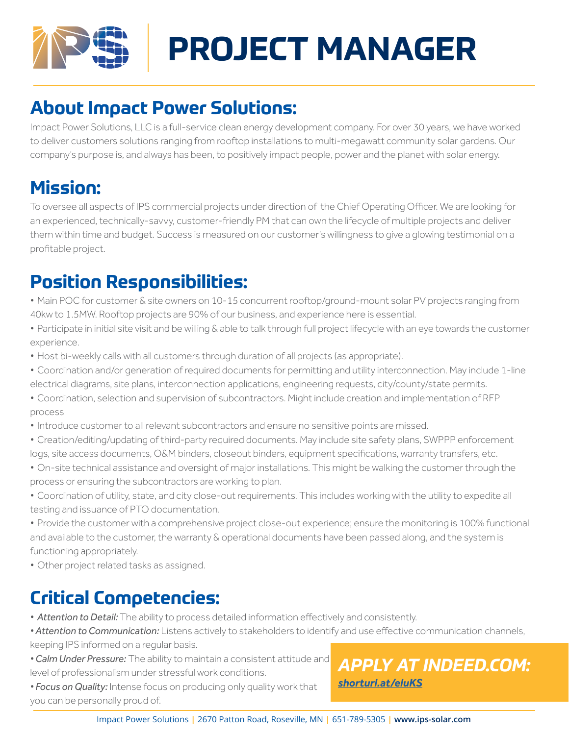# PROJECT MANAGER

## About Impact Power Solutions:

Impact Power Solutions, LLC is a full-service clean energy development company. For over 30 years, we have worked to deliver customers solutions ranging from rooftop installations to multi-megawatt community solar gardens. Our company's purpose is, and always has been, to positively impact people, power and the planet with solar energy.

## Mission:

To oversee all aspects of IPS commercial projects under direction of the Chief Operating Officer. We are looking for an experienced, technically-savvy, customer-friendly PM that can own the lifecycle of multiple projects and deliver them within time and budget. Success is measured on our customer's willingness to give a glowing testimonial on a profitable project.

## Position Responsibilities:

- Main POC for customer & site owners on 10-15 concurrent rooftop/ground-mount solar PV projects ranging from 40kw to 1.5MW. Rooftop projects are 90% of our business, and experience here is essential.
- Participate in initial site visit and be willing & able to talk through full project lifecycle with an eye towards the customer experience.
- Host bi-weekly calls with all customers through duration of all projects (as appropriate).
- Coordination and/or generation of required documents for permitting and utility interconnection. May include 1-line electrical diagrams, site plans, interconnection applications, engineering requests, city/county/state permits.
- Coordination, selection and supervision of subcontractors. Might include creation and implementation of RFP process
- Introduce customer to all relevant subcontractors and ensure no sensitive points are missed.
- Creation/editing/updating of third-party required documents. May include site safety plans, SWPPP enforcement logs, site access documents, O&M binders, closeout binders, equipment specifications, warranty transfers, etc.
- On-site technical assistance and oversight of major installations. This might be walking the customer through the process or ensuring the subcontractors are working to plan.
- Coordination of utility, state, and city close-out requirements. This includes working with the utility to expedite all testing and issuance of PTO documentation.
- Provide the customer with a comprehensive project close-out experience; ensure the monitoring is 100% functional and available to the customer, the warranty & operational documents have been passed along, and the system is functioning appropriately.
- Other project related tasks as assigned.

## Critical Competencies:

- *Attention to Detail:* The ability to process detailed information effectively and consistently.
- *Attention to Communication:* Listens actively to stakeholders to identify and use effective communication channels, keeping IPS informed on a regular basis.
- *Calm Under Pressure:* The ability to maintain a consistent attitude and level of professionalism under stressful work conditions.
- *Focus on Quality:* Intense focus on producing only quality work that you can be personally proud of.

***APPLY AT INDEED.COM:***
***shorturl.at/eluKS***

Impact Power Solutions | 2670 Patton Road, Roseville, MN | 651-789-5305 | **www.ips-solar.com**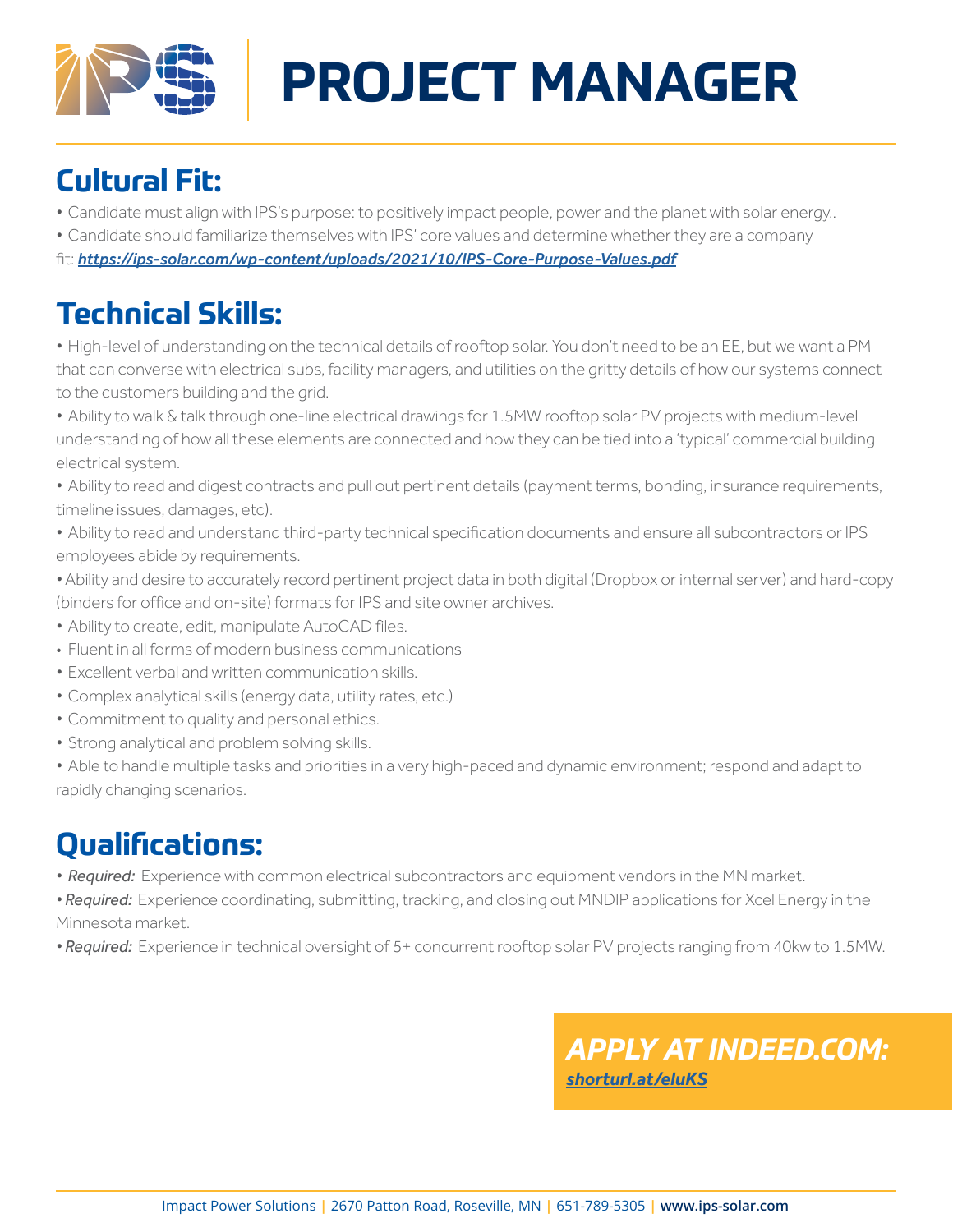# PROJECT MANAGER

## Cultural Fit:

- Candidate must align with IPS's purpose: to positively impact people, power and the planet with solar energy..
- Candidate should familiarize themselves with IPS' core values and determine whether they are a company fit: ***https://ips-solar.com/wp-content/uploads/2021/10/IPS-Core-Purpose-Values.pdf***

## Technical Skills:

- High-level of understanding on the technical details of rooftop solar. You don't need to be an EE, but we want a PM that can converse with electrical subs, facility managers, and utilities on the gritty details of how our systems connect to the customers building and the grid.
- Ability to walk & talk through one-line electrical drawings for 1.5MW rooftop solar PV projects with medium-level understanding of how all these elements are connected and how they can be tied into a 'typical' commercial building electrical system.
- Ability to read and digest contracts and pull out pertinent details (payment terms, bonding, insurance requirements, timeline issues, damages, etc).
- Ability to read and understand third-party technical specification documents and ensure all subcontractors or IPS employees abide by requirements.
- Ability and desire to accurately record pertinent project data in both digital (Dropbox or internal server) and hard-copy (binders for office and on-site) formats for IPS and site owner archives.
- Ability to create, edit, manipulate AutoCAD files.
- Fluent in all forms of modern business communications
- Excellent verbal and written communication skills.
- Complex analytical skills (energy data, utility rates, etc.)
- Commitment to quality and personal ethics.
- Strong analytical and problem solving skills.
- Able to handle multiple tasks and priorities in a very high-paced and dynamic environment; respond and adapt to rapidly changing scenarios.

## Qualifications:

- *Required:* Experience with common electrical subcontractors and equipment vendors in the MN market.
- *Required:* Experience coordinating, submitting, tracking, and closing out MNDIP applications for Xcel Energy in the Minnesota market.
- *Required:* Experience in technical oversight of 5+ concurrent rooftop solar PV projects ranging from 40kw to 1.5MW.

***APPLY AT INDEED.COM:***
***shorturl.at/eluKS***

Impact Power Solutions | 2670 Patton Road, Roseville, MN | 651-789-5305 | **www.ips-solar.com**